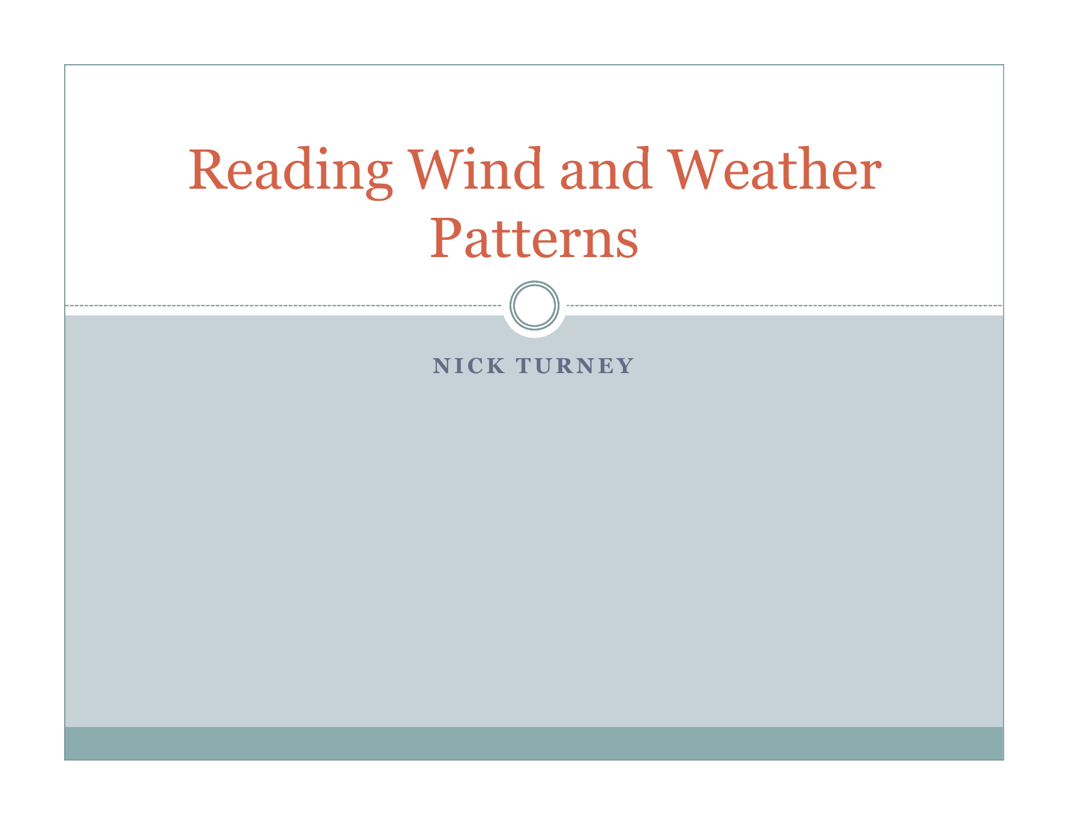# Reading Wind and Weather Patterns

**NICK TURNEY**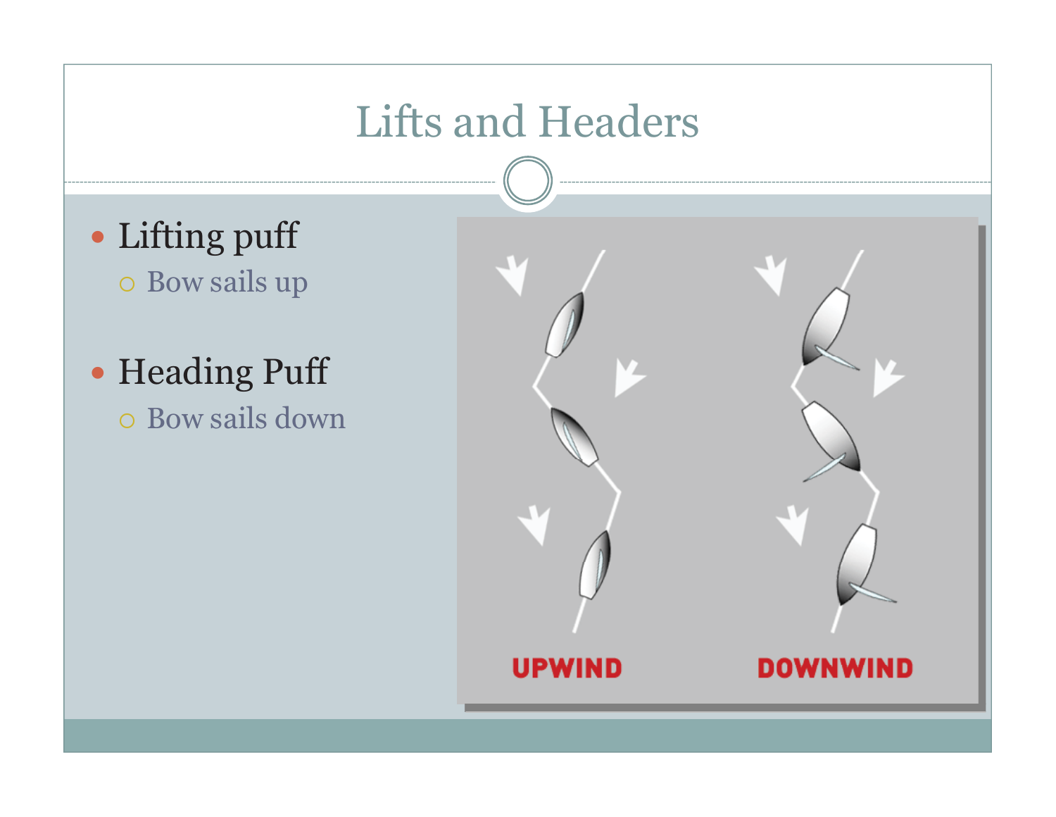# Lifts and Headers

- Lifting puff
  - Bow sails up
- Heading Puff
  - Bow sails down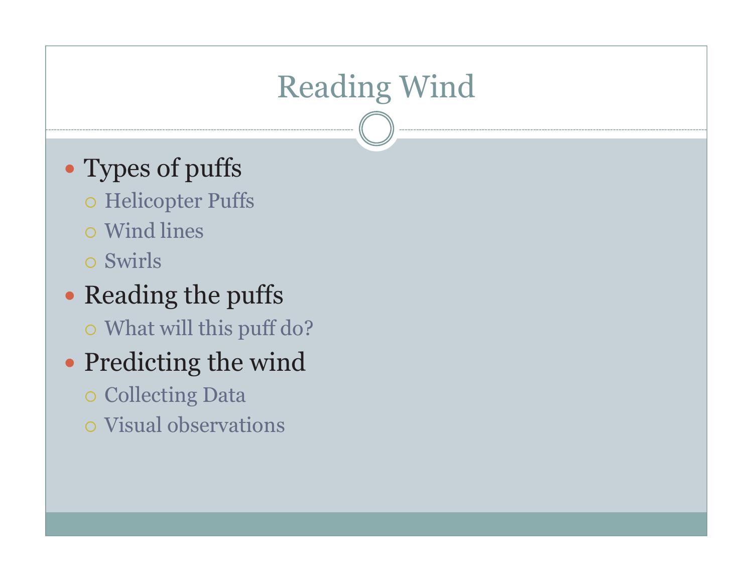# Reading Wind

- Types of puffs
  - Helicopter Puffs
  - Wind lines
  - Swirls
- Reading the puffs
  - What will this puff do?
- Predicting the wind
  - Collecting Data
  - Visual observations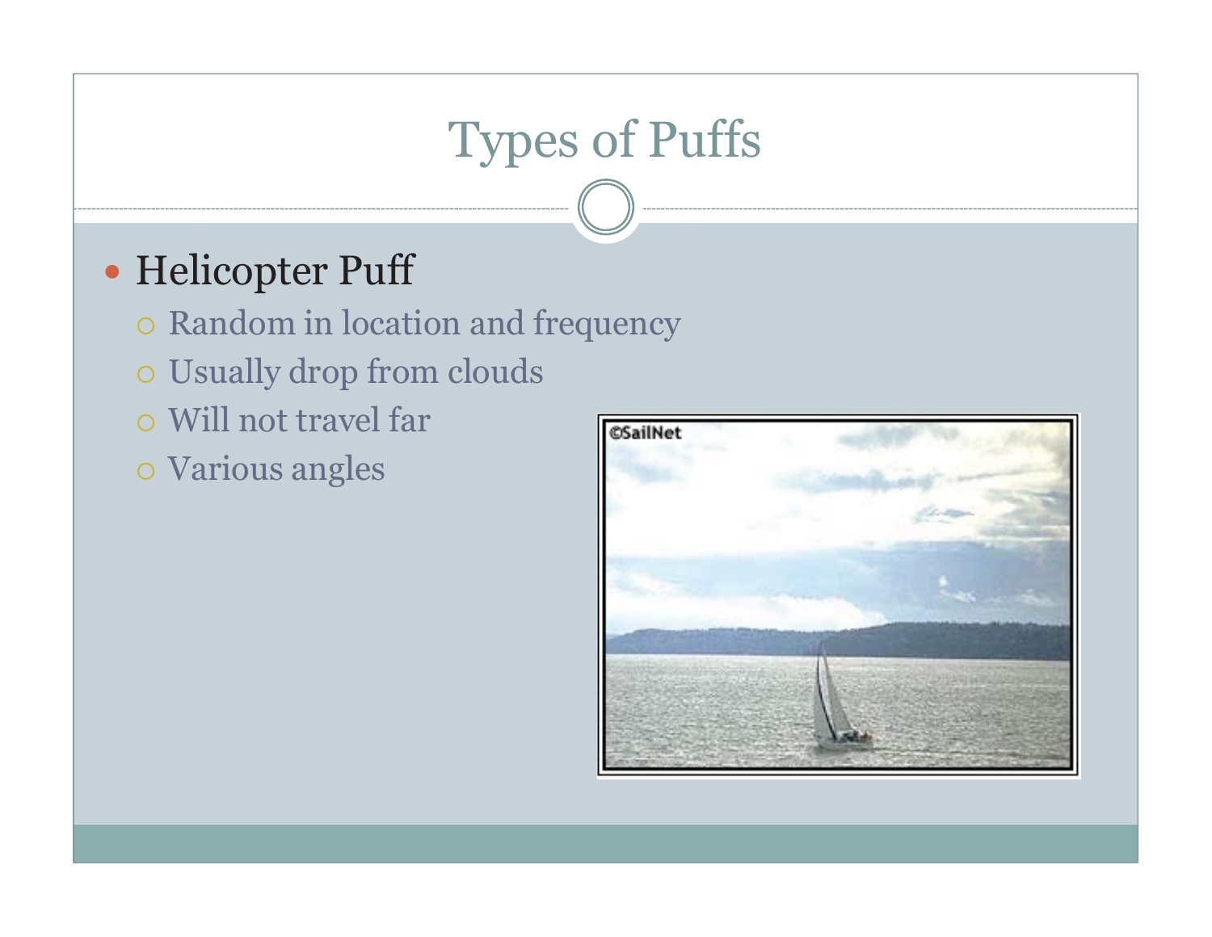# Types of Puffs

- Helicopter Puff
  - Random in location and frequency
  - Usually drop from clouds
  - Will not travel far
  - Various angles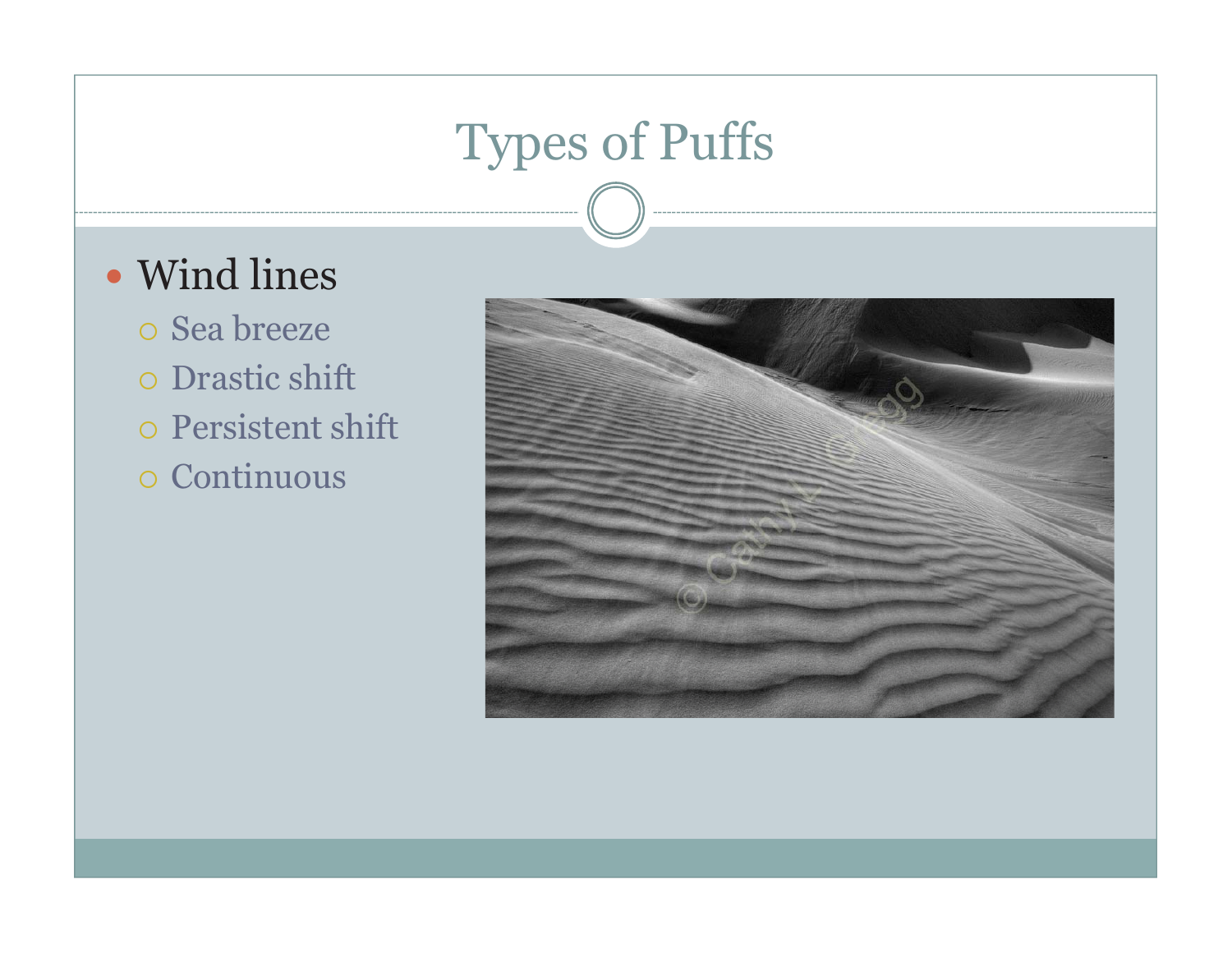# Types of Puffs

- Wind lines
  - Sea breeze
  - Drastic shift
  - Persistent shift
  - Continuous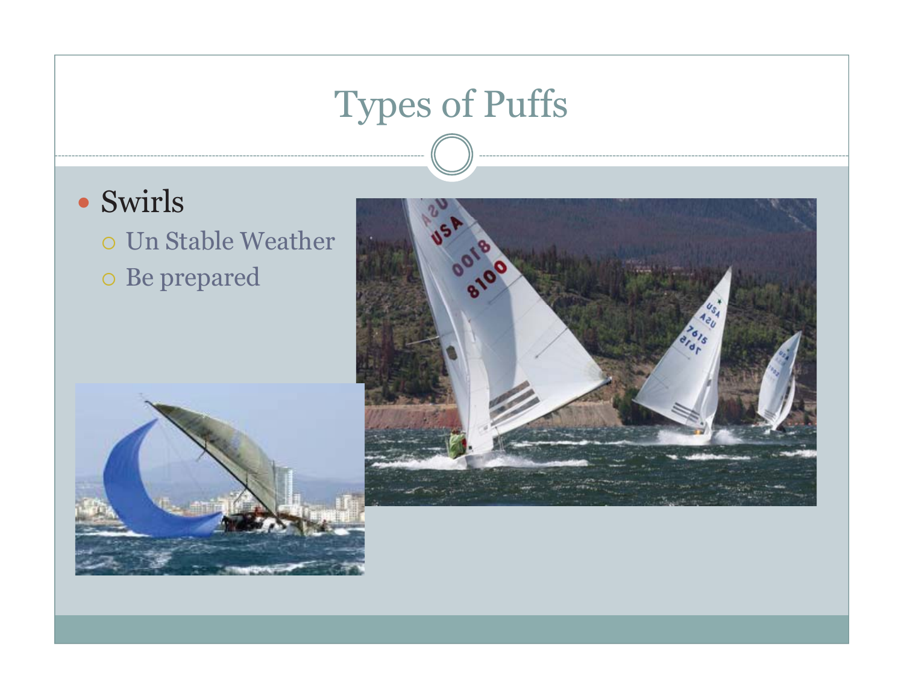# Types of Puffs

- Swirls
  - Un Stable Weather
  - Be prepared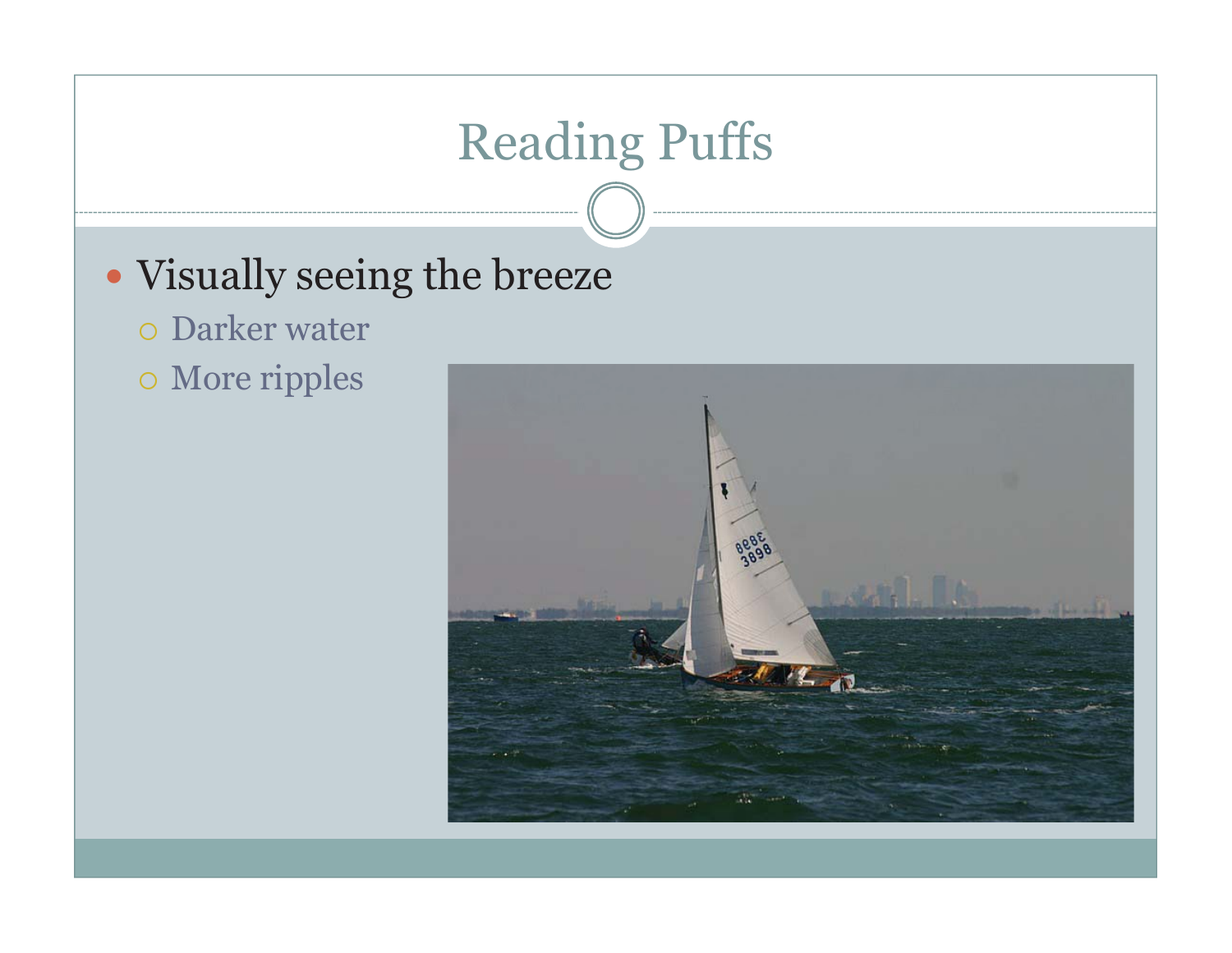# Reading Puffs

- Visually seeing the breeze
  - Darker water
  - More ripples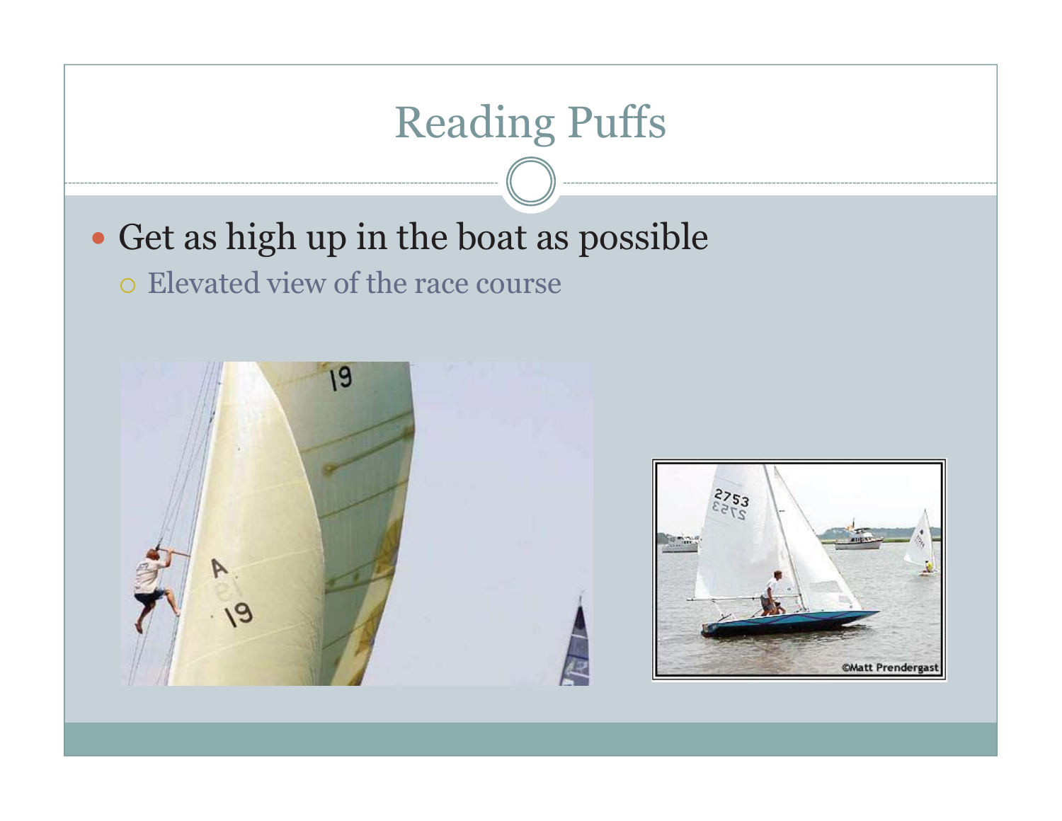# Reading Puffs

- Get as high up in the boat as possible
  - Elevated view of the race course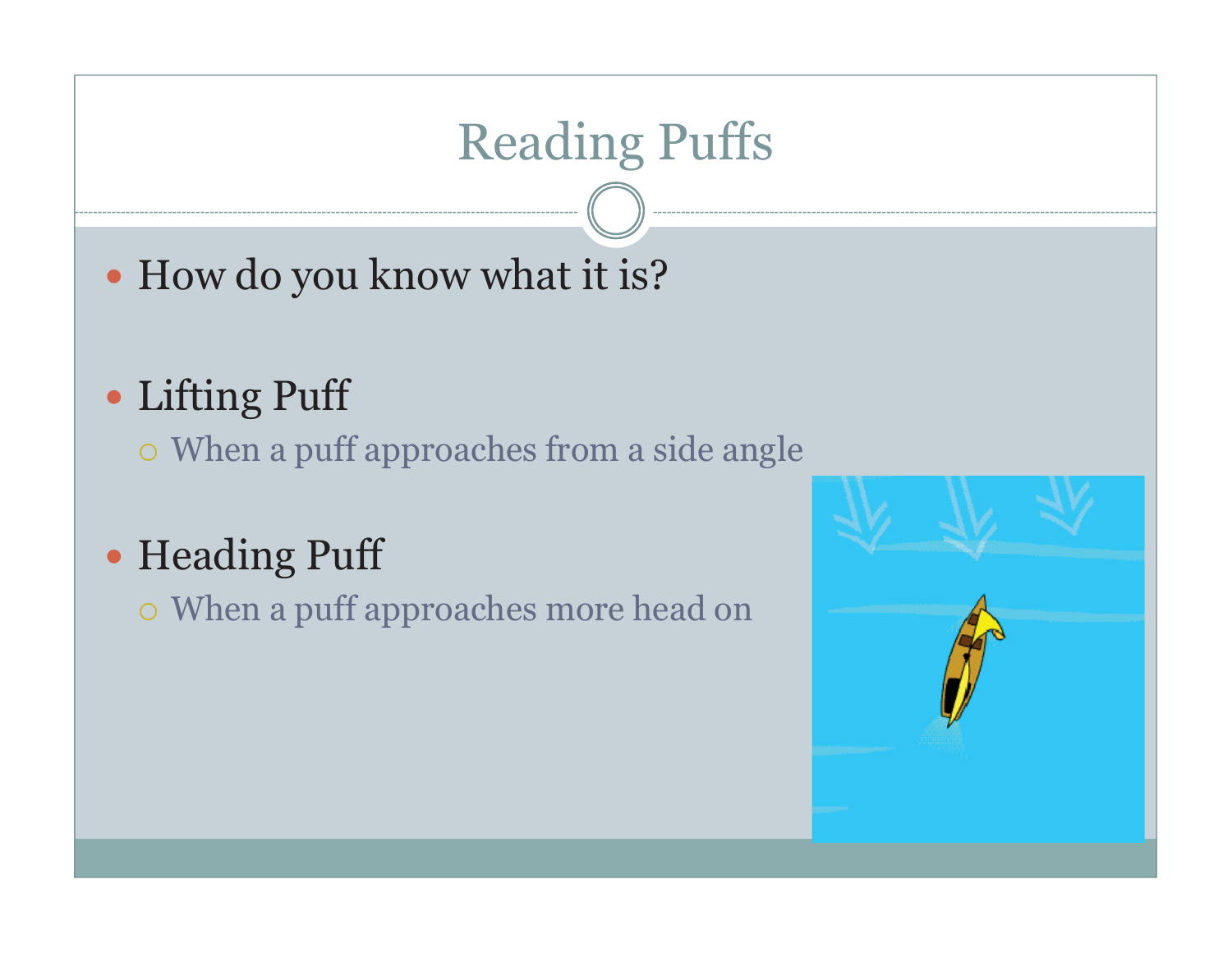# Reading Puffs

- How do you know what it is?

- Lifting Puff
  - When a puff approaches from a side angle

- Heading Puff
  - When a puff approaches more head on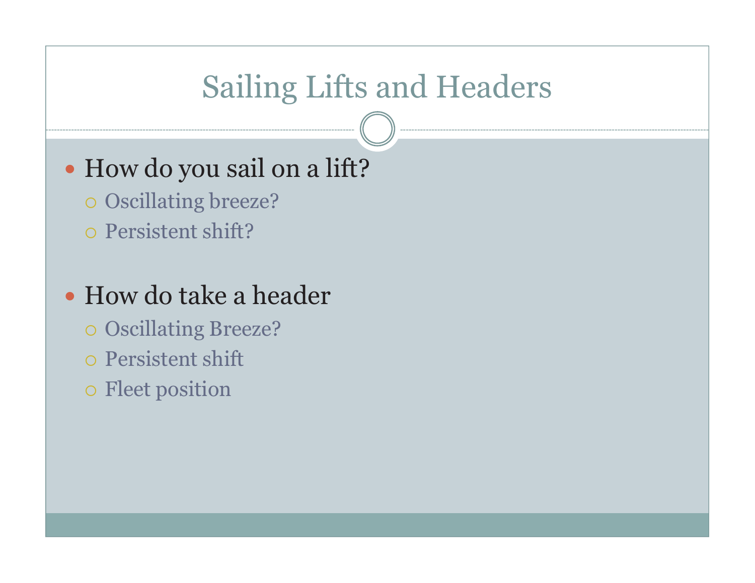# Sailing Lifts and Headers

- How do you sail on a lift?
  - Oscillating breeze?
  - Persistent shift?

- How do take a header
  - Oscillating Breeze?
  - Persistent shift
  - Fleet position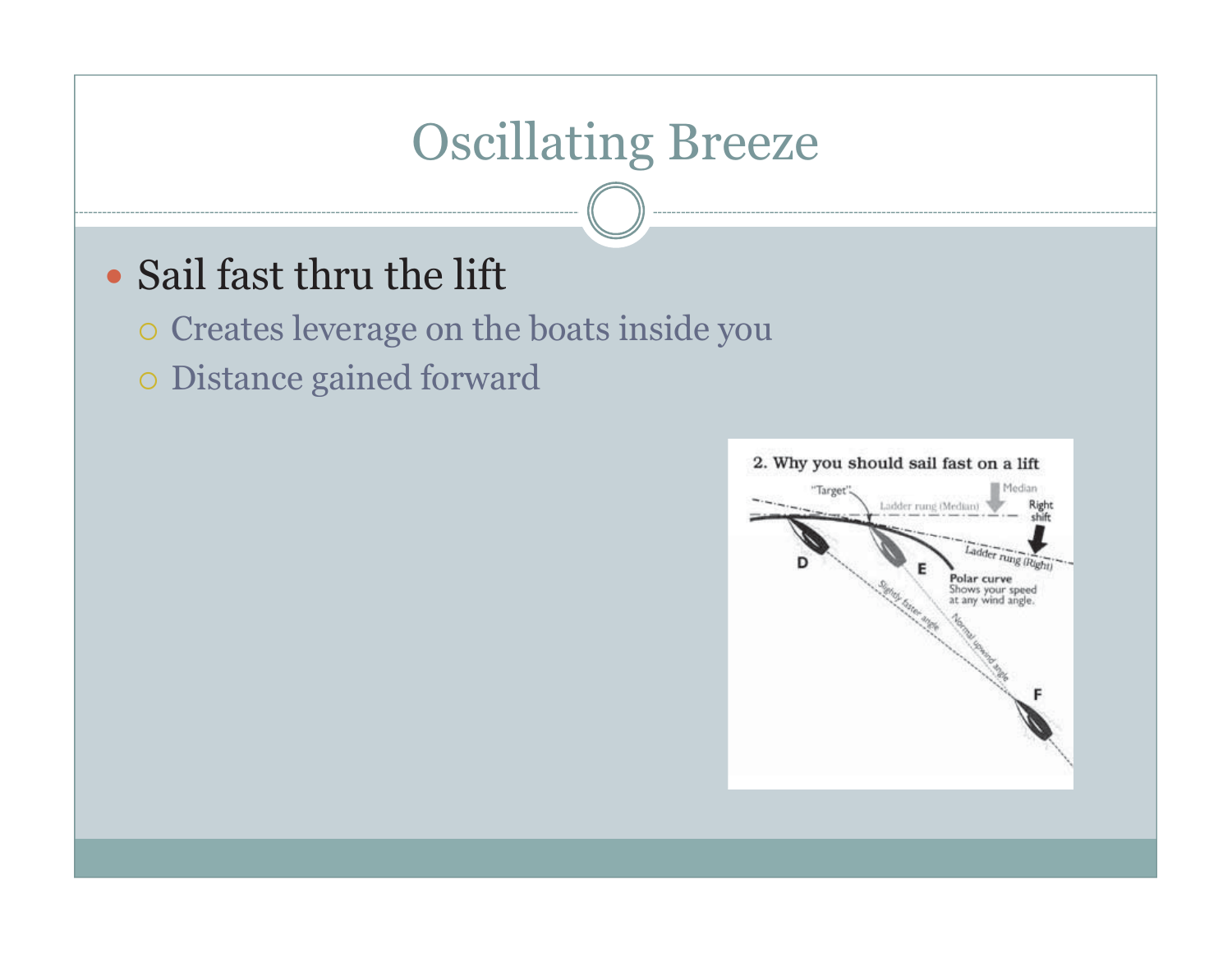# Oscillating Breeze

- Sail fast thru the lift
  - Creates leverage on the boats inside you
  - Distance gained forward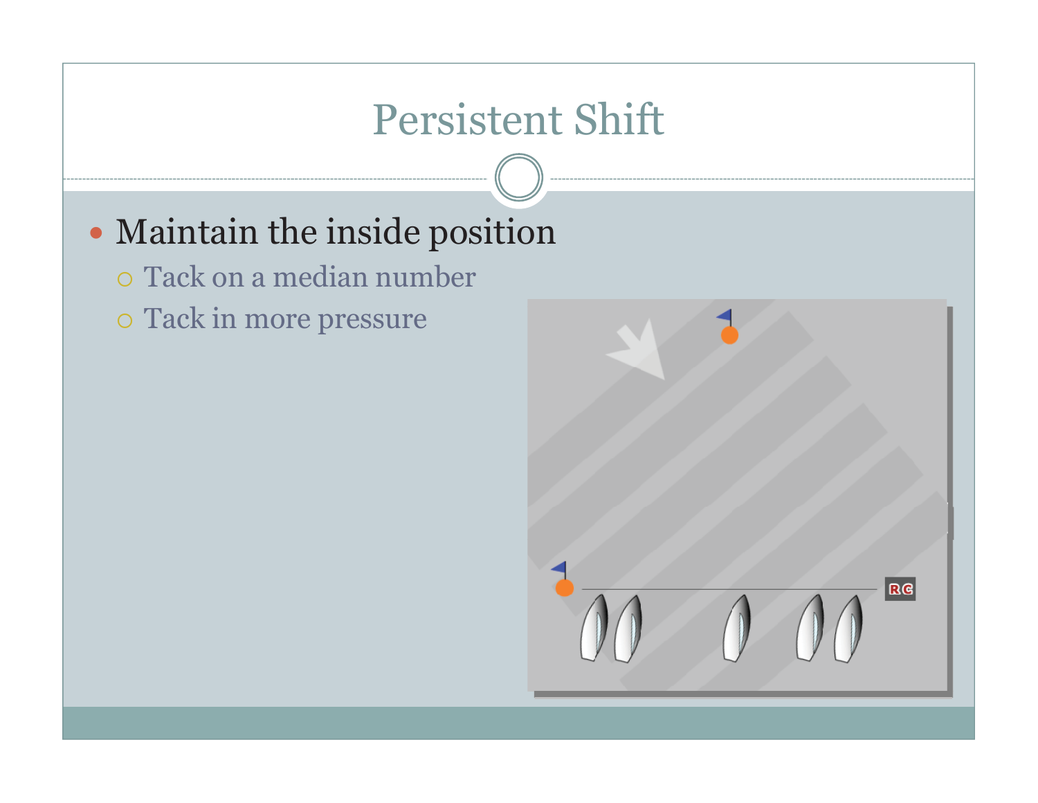# Persistent Shift

- Maintain the inside position
  - Tack on a median number
  - Tack in more pressure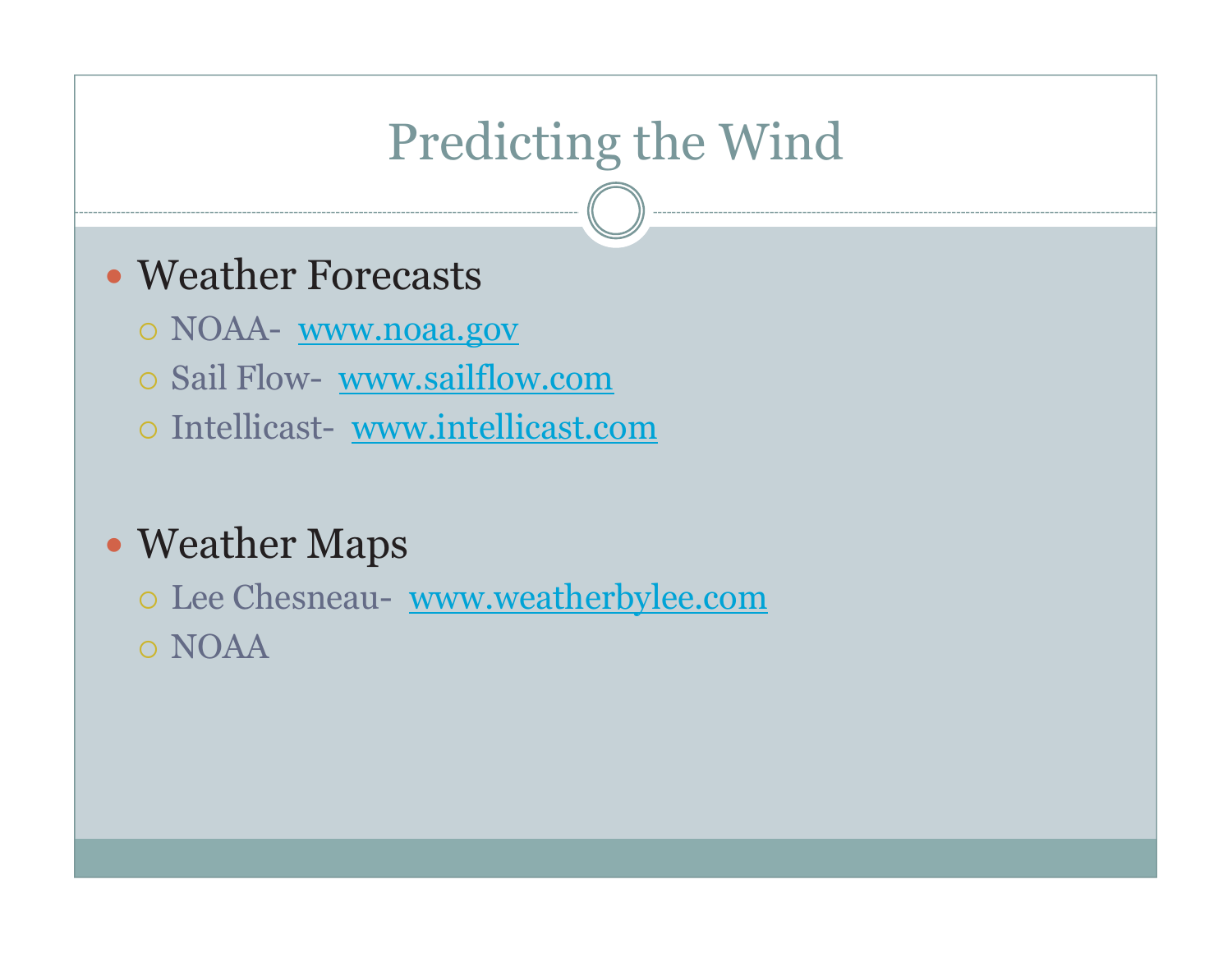# Predicting the Wind

- Weather Forecasts
  - NOAA- www.noaa.gov
  - Sail Flow- www.sailflow.com
  - Intellicast- www.intellicast.com

- Weather Maps
  - Lee Chesneau- www.weatherbylee.com
  - NOAA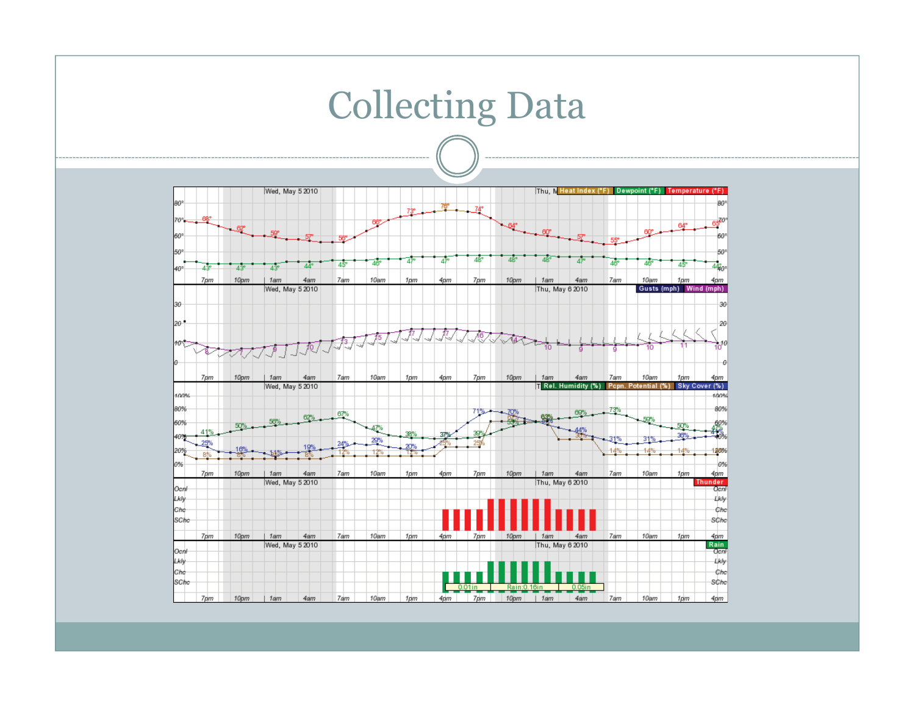# Collecting Data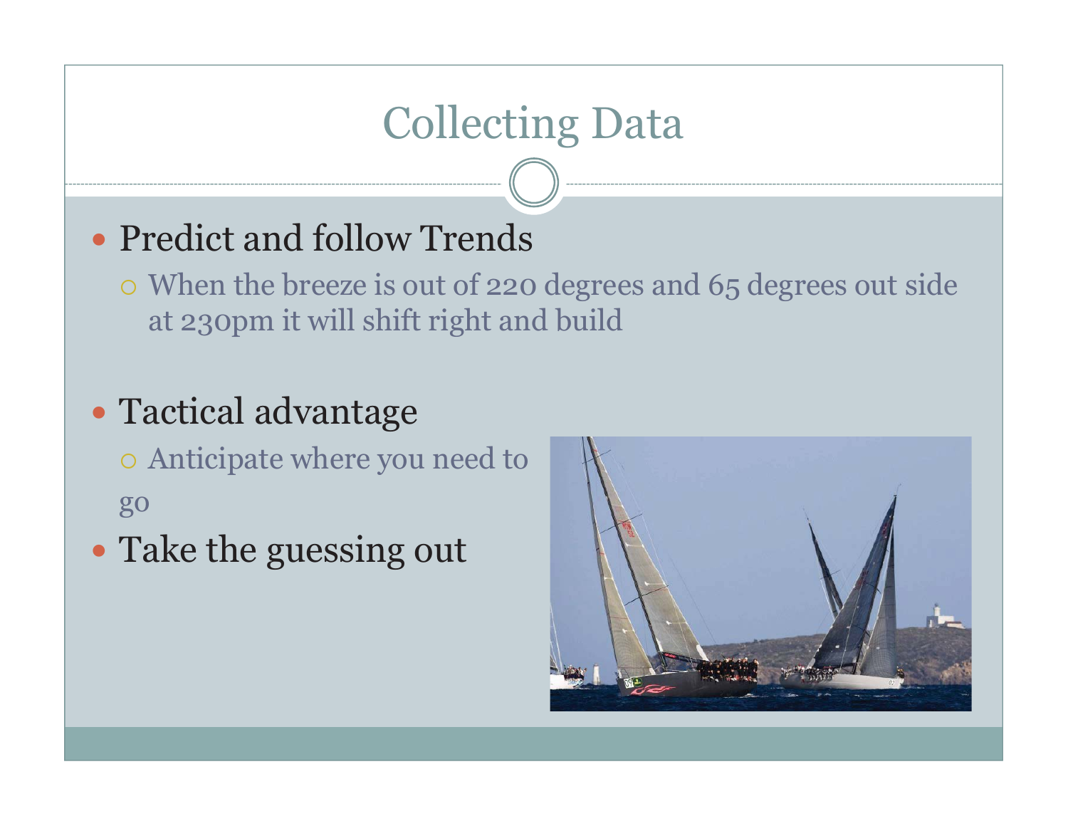# Collecting Data

- Predict and follow Trends
  - When the breeze is out of 220 degrees and 65 degrees out side at 230pm it will shift right and build
- Tactical advantage
  - Anticipate where you need to go
- Take the guessing out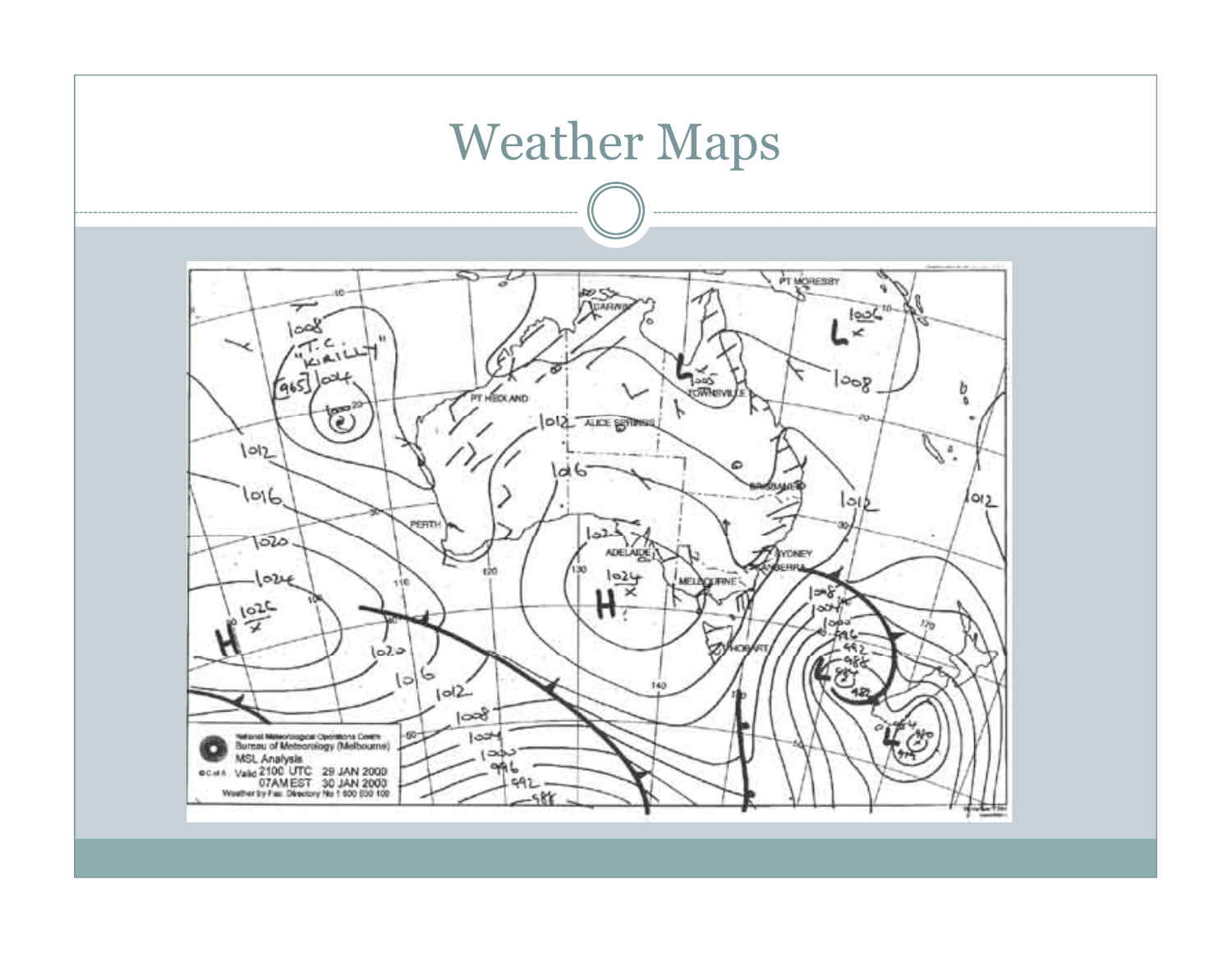# Weather Maps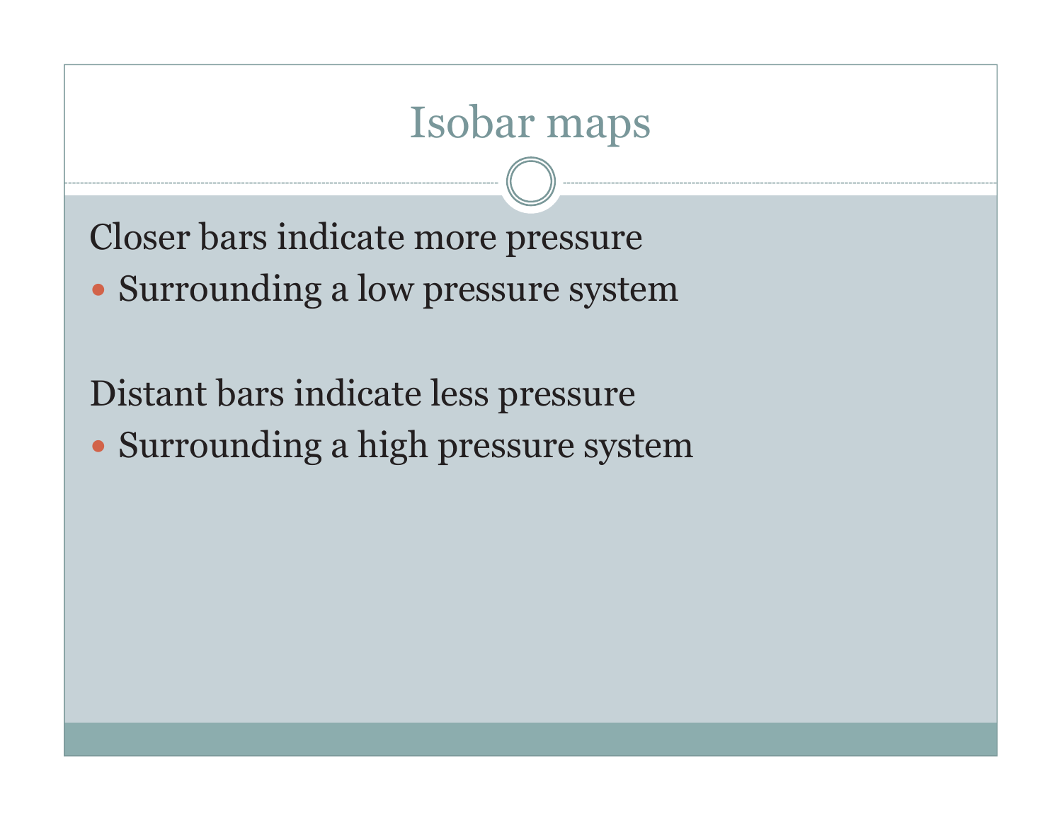# Isobar maps

Closer bars indicate more pressure

- Surrounding a low pressure system

Distant bars indicate less pressure

- Surrounding a high pressure system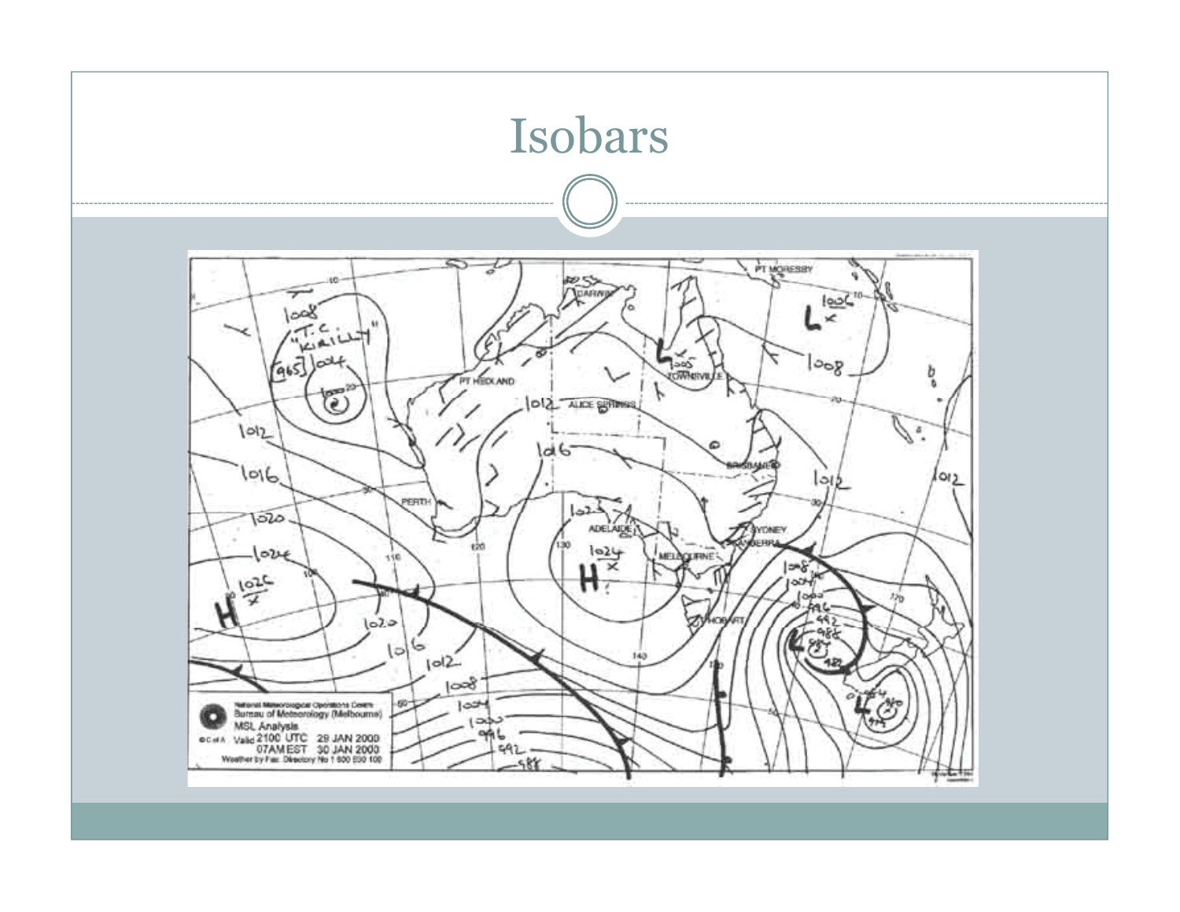# Isobars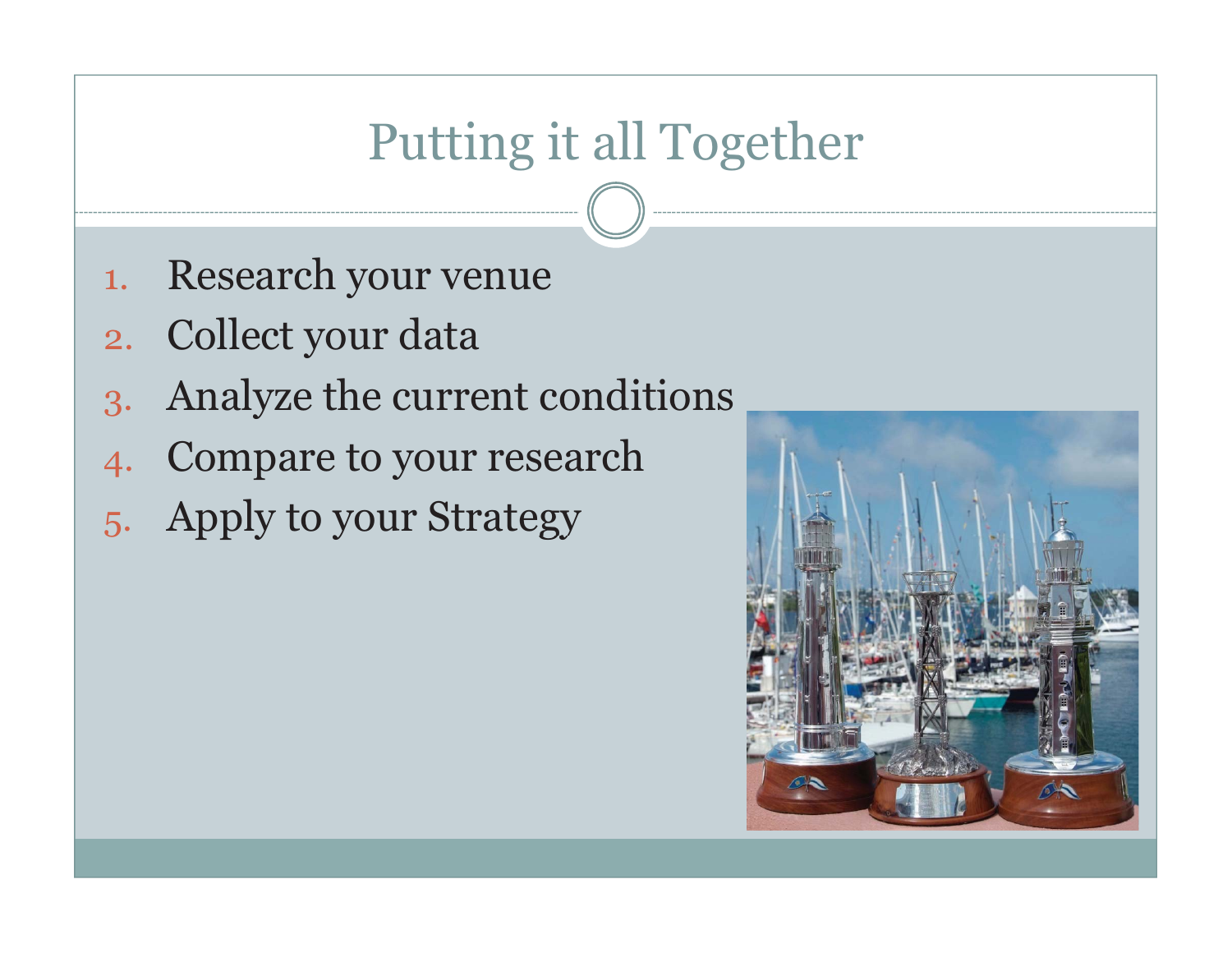# Putting it all Together

1. Research your venue
2. Collect your data
3. Analyze the current conditions
4. Compare to your research
5. Apply to your Strategy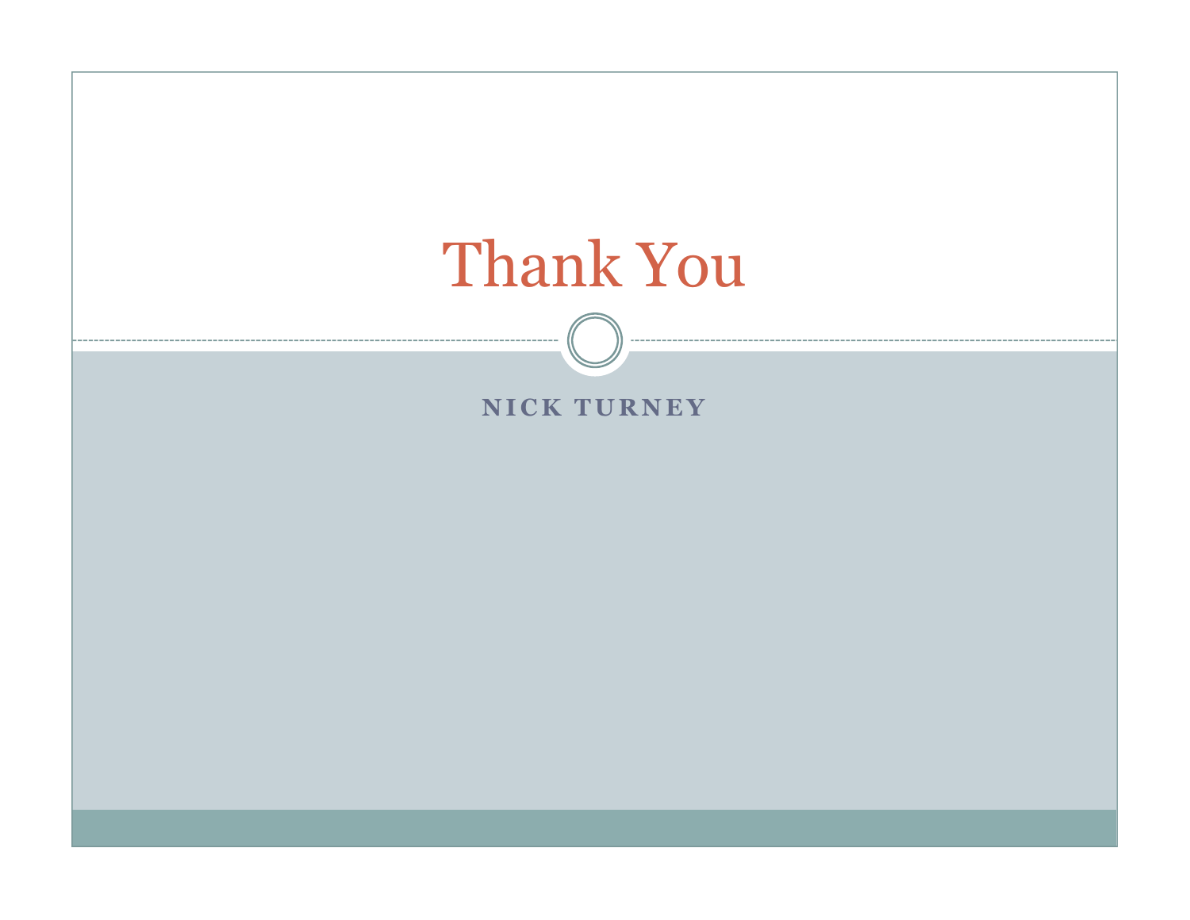# Thank You

**NICK TURNEY**